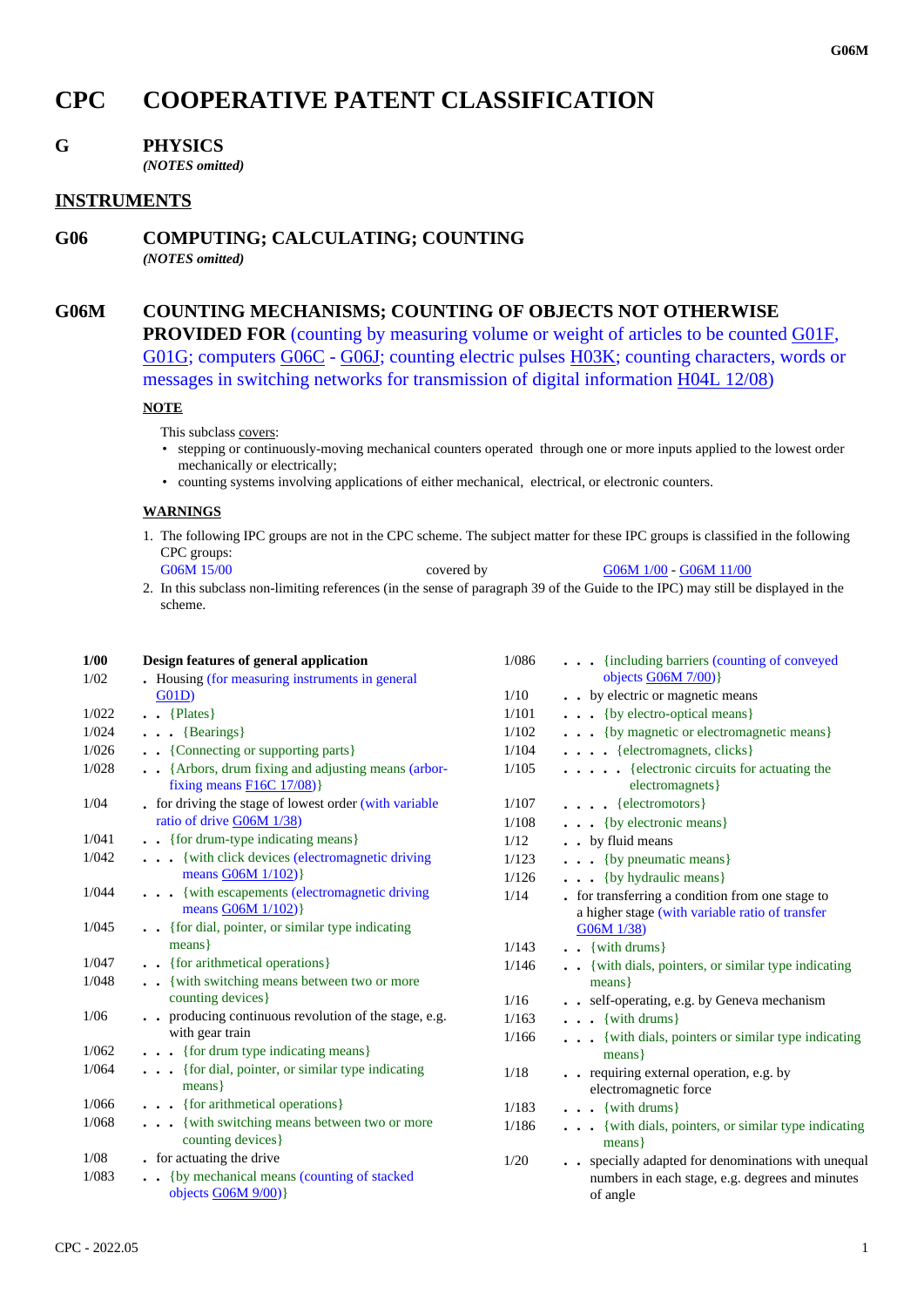# CPC COOPERATIVE PATENT CLASSIFICATION

## G PHYSICS

*(NOTES omitted)*

## INSTRUMENTS

## G06 COMPUTING; CALCULATING; COUNTING

*(NOTES omitted)*

## G06M COUNTING MECHANISMS; COUNTING OF OBJECTS NOT OTHERWISE PROVIDED FOR (counting by measuring volume or weight of articles to be counted G01F, G01G; computers G06C - G06J; counting electric pulses H03K; counting characters, words or messages in switching networks for transmission of digital information H04L 12/08)

**NOTE**

This subclass covers:

- stepping or continuously-moving mechanical counters operated through one or more inputs applied to the lowest order mechanically or electrically;
- counting systems involving applications of either mechanical, electrical, or electronic counters.

**WARNINGS**

1. The following IPC groups are not in the CPC scheme. The subject matter for these IPC groups is classified in the following CPC groups:
   G06M 15/00 covered by G06M 1/00 - G06M 11/00
2. In this subclass non-limiting references (in the sense of paragraph 39 of the Guide to the IPC) may still be displayed in the scheme.

| | |
|---|---|
| **1/00** | **Design features of general application** |
| 1/02 | . Housing (for measuring instruments in general G01D) |
| 1/022 | . . {Plates} |
| 1/024 | . . . {Bearings} |
| 1/026 | . . {Connecting or supporting parts} |
| 1/028 | . . {Arbors, drum fixing and adjusting means (arbor-fixing means F16C 17/08)} |
| 1/04 | . for driving the stage of lowest order (with variable ratio of drive G06M 1/38) |
| 1/041 | . . {for drum-type indicating means} |
| 1/042 | . . . {with click devices (electromagnetic driving means G06M 1/102)} |
| 1/044 | . . . {with escapements (electromagnetic driving means G06M 1/102)} |
| 1/045 | . . {for dial, pointer, or similar type indicating means} |
| 1/047 | . . {for arithmetical operations} |
| 1/048 | . . {with switching means between two or more counting devices} |
| 1/06 | . . producing continuous revolution of the stage, e.g. with gear train |
| 1/062 | . . . {for drum type indicating means} |
| 1/064 | . . . {for dial, pointer, or similar type indicating means} |
| 1/066 | . . . {for arithmetical operations} |
| 1/068 | . . . {with switching means between two or more counting devices} |
| 1/08 | . for actuating the drive |
| 1/083 | . . {by mechanical means (counting of stacked objects G06M 9/00)} |
| 1/086 | . . . {including barriers (counting of conveyed objects G06M 7/00)} |
| 1/10 | . . by electric or magnetic means |
| 1/101 | . . . {by electro-optical means} |
| 1/102 | . . . {by magnetic or electromagnetic means} |
| 1/104 | . . . . {electromagnets, clicks} |
| 1/105 | . . . . . {electronic circuits for actuating the electromagnets} |
| 1/107 | . . . . {electromotors} |
| 1/108 | . . . {by electronic means} |
| 1/12 | . . by fluid means |
| 1/123 | . . . {by pneumatic means} |
| 1/126 | . . . {by hydraulic means} |
| 1/14 | . for transferring a condition from one stage to a higher stage (with variable ratio of transfer G06M 1/38) |
| 1/143 | . . {with drums} |
| 1/146 | . . {with dials, pointers, or similar type indicating means} |
| 1/16 | . . self-operating, e.g. by Geneva mechanism |
| 1/163 | . . . {with drums} |
| 1/166 | . . . {with dials, pointers or similar type indicating means} |
| 1/18 | . . requiring external operation, e.g. by electromagnetic force |
| 1/183 | . . . {with drums} |
| 1/186 | . . . {with dials, pointers, or similar type indicating means} |
| 1/20 | . . specially adapted for denominations with unequal numbers in each stage, e.g. degrees and minutes of angle |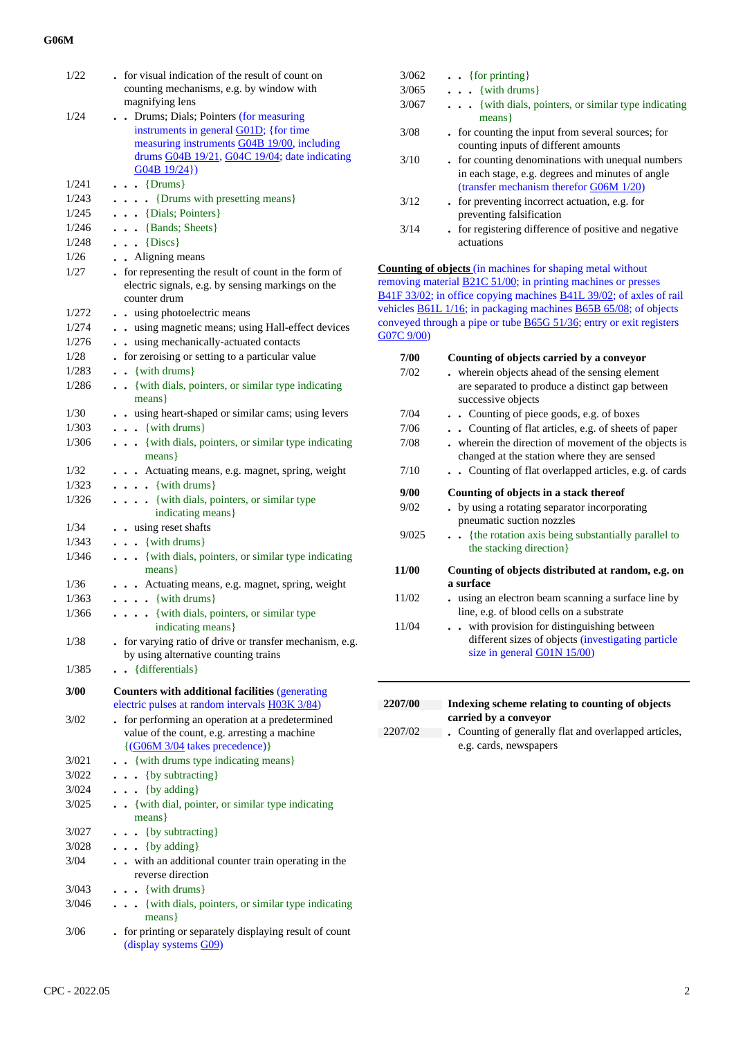| | |
|---|---|
| 1/22 | . for visual indication of the result of count on counting mechanisms, e.g. by window with magnifying lens |
| 1/24 | . . Drums; Dials; Pointers (for measuring instruments in general G01D; {for time measuring instruments G04B 19/00, including drums G04B 19/21, G04C 19/04; date indicating G04B 19/24}) |
| 1/241 | . . . {Drums} |
| 1/243 | . . . . {Drums with presetting means} |
| 1/245 | . . . {Dials; Pointers} |
| 1/246 | . . . {Bands; Sheets} |
| 1/248 | . . . {Discs} |
| 1/26 | . . Aligning means |
| 1/27 | . for representing the result of count in the form of electric signals, e.g. by sensing markings on the counter drum |
| 1/272 | . . using photoelectric means |
| 1/274 | . . using magnetic means; using Hall-effect devices |
| 1/276 | . . using mechanically-actuated contacts |
| 1/28 | . for zeroising or setting to a particular value |
| 1/283 | . . {with drums} |
| 1/286 | . . {with dials, pointers, or similar type indicating means} |
| 1/30 | . . using heart-shaped or similar cams; using levers |
| 1/303 | . . . {with drums} |
| 1/306 | . . . {with dials, pointers, or similar type indicating means} |
| 1/32 | . . . Actuating means, e.g. magnet, spring, weight |
| 1/323 | . . . . {with drums} |
| 1/326 | . . . . {with dials, pointers, or similar type indicating means} |
| 1/34 | . . using reset shafts |
| 1/343 | . . . {with drums} |
| 1/346 | . . . {with dials, pointers, or similar type indicating means} |
| 1/36 | . . . Actuating means, e.g. magnet, spring, weight |
| 1/363 | . . . . {with drums} |
| 1/366 | . . . . {with dials, pointers, or similar type indicating means} |
| 1/38 | . for varying ratio of drive or transfer mechanism, e.g. by using alternative counting trains |
| 1/385 | . . {differentials} |
| **3/00** | **Counters with additional facilities** (generating electric pulses at random intervals H03K 3/84) |
| 3/02 | . for performing an operation at a predetermined value of the count, e.g. arresting a machine {(G06M 3/04 takes precedence)} |
| 3/021 | . . {with drums type indicating means} |
| 3/022 | . . . {by subtracting} |
| 3/024 | . . . {by adding} |
| 3/025 | . . {with dial, pointer, or similar type indicating means} |
| 3/027 | . . . {by subtracting} |
| 3/028 | . . . {by adding} |
| 3/04 | . . with an additional counter train operating in the reverse direction |
| 3/043 | . . . {with drums} |
| 3/046 | . . . {with dials, pointers, or similar type indicating means} |
| 3/06 | . for printing or separately displaying result of count (display systems G09) |
| 3/062 | . . {for printing} |
| 3/065 | . . . {with drums} |
| 3/067 | . . . {with dials, pointers, or similar type indicating means} |
| 3/08 | . for counting the input from several sources; for counting inputs of different amounts |
| 3/10 | . for counting denominations with unequal numbers in each stage, e.g. degrees and minutes of angle (transfer mechanism therefor G06M 1/20) |
| 3/12 | . for preventing incorrect actuation, e.g. for preventing falsification |
| 3/14 | . for registering difference of positive and negative actuations |

**Counting of objects** (in machines for shaping metal without removing material B21C 51/00; in printing machines or presses B41F 33/02; in office copying machines B41L 39/02; of axles of rail vehicles B61L 1/16; in packaging machines B65B 65/08; of objects conveyed through a pipe or tube B65G 51/36; entry or exit registers G07C 9/00)

| | |
|---|---|
| **7/00** | **Counting of objects carried by a conveyor** |
| 7/02 | . wherein objects ahead of the sensing element are separated to produce a distinct gap between successive objects |
| 7/04 | . . Counting of piece goods, e.g. of boxes |
| 7/06 | . . Counting of flat articles, e.g. of sheets of paper |
| 7/08 | . wherein the direction of movement of the objects is changed at the station where they are sensed |
| 7/10 | . . Counting of flat overlapped articles, e.g. of cards |
| **9/00** | **Counting of objects in a stack thereof** |
| 9/02 | . by using a rotating separator incorporating pneumatic suction nozzles |
| 9/025 | . . {the rotation axis being substantially parallel to the stacking direction} |
| **11/00** | **Counting of objects distributed at random, e.g. on a surface** |
| 11/02 | . using an electron beam scanning a surface line by line, e.g. of blood cells on a substrate |
| 11/04 | . . with provision for distinguishing between different sizes of objects (investigating particle size in general G01N 15/00) |

| | |
|---|---|
| **2207/00** | **Indexing scheme relating to counting of objects carried by a conveyor** |
| 2207/02 | . Counting of generally flat and overlapped articles, e.g. cards, newspapers |